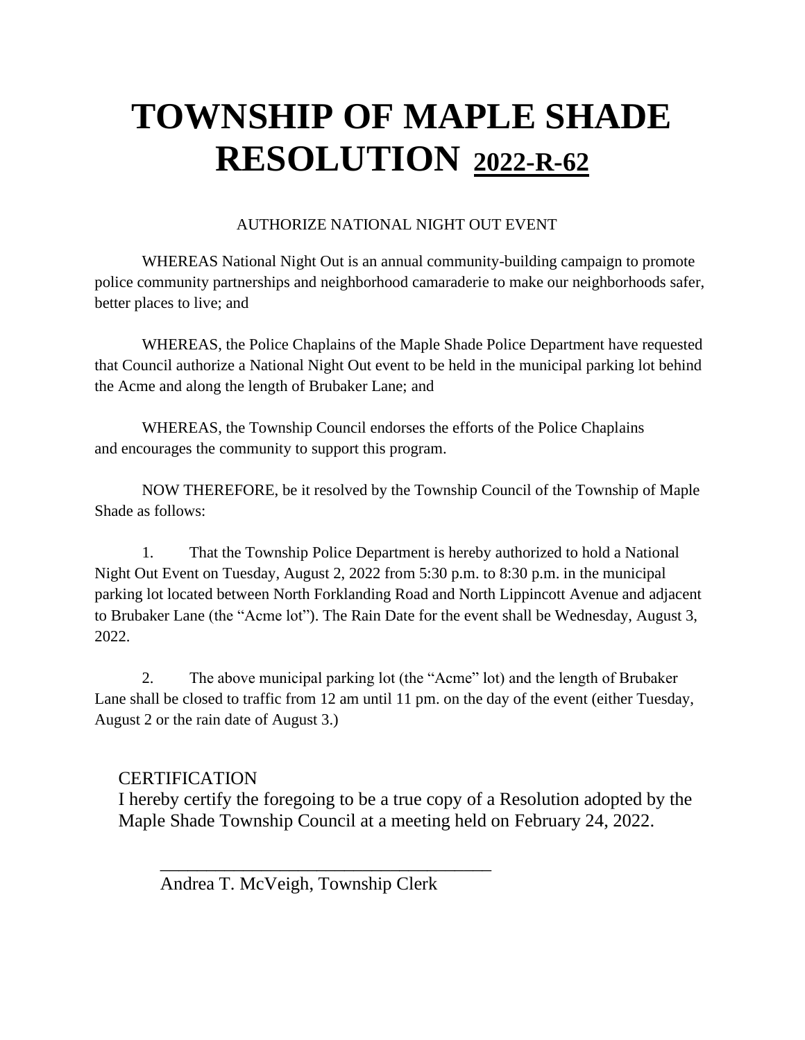# TOWNSHIP OF MAPLE SHADE RESOLUTION <u>2022-R-62</u>

AUTHORIZE NATIONAL NIGHT OUT EVENT

WHEREAS National Night Out is an annual community-building campaign to promote police community partnerships and neighborhood camaraderie to make our neighborhoods safer, better places to live; and

WHEREAS, the Police Chaplains of the Maple Shade Police Department have requested that Council authorize a National Night Out event to be held in the municipal parking lot behind the Acme and along the length of Brubaker Lane; and

WHEREAS, the Township Council endorses the efforts of the Police Chaplains and encourages the community to support this program.

NOW THEREFORE, be it resolved by the Township Council of the Township of Maple Shade as follows:

1. That the Township Police Department is hereby authorized to hold a National Night Out Event on Tuesday, August 2, 2022 from 5:30 p.m. to 8:30 p.m. in the municipal parking lot located between North Forklanding Road and North Lippincott Avenue and adjacent to Brubaker Lane (the "Acme lot"). The Rain Date for the event shall be Wednesday, August 3, 2022.

2. The above municipal parking lot (the "Acme" lot) and the length of Brubaker Lane shall be closed to traffic from 12 am until 11 pm. on the day of the event (either Tuesday, August 2 or the rain date of August 3.)

CERTIFICATION

I hereby certify the foregoing to be a true copy of a Resolution adopted by the Maple Shade Township Council at a meeting held on February 24, 2022.

_____________________________________

Andrea T. McVeigh, Township Clerk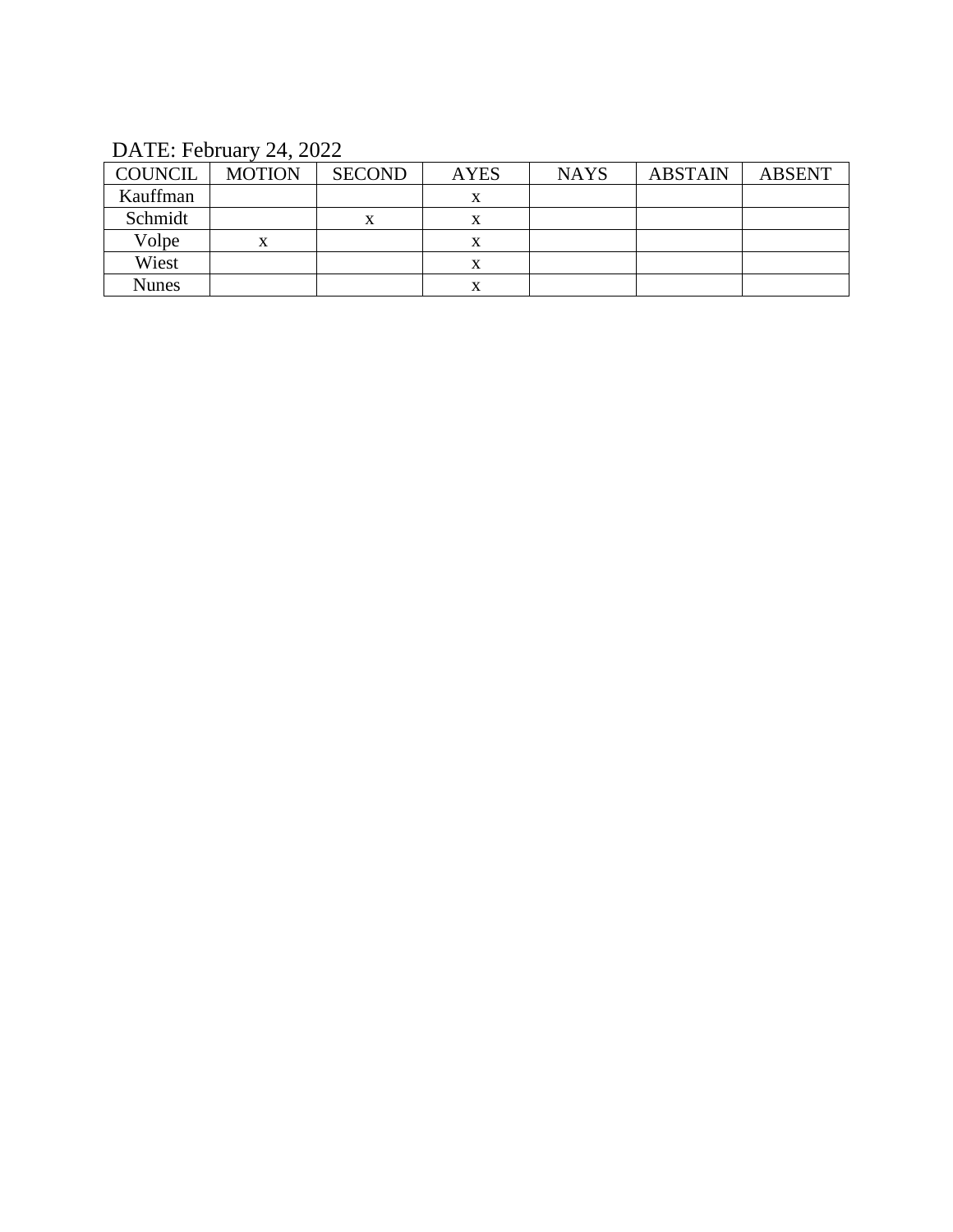DATE: February 24, 2022

| COUNCIL | MOTION | SECOND | AYES | NAYS | ABSTAIN | ABSENT |
|---|---|---|---|---|---|---|
| Kauffman | | | x | | | |
| Schmidt | | x | x | | | |
| Volpe | x | | x | | | |
| Wiest | | | x | | | |
| Nunes | | | x | | | |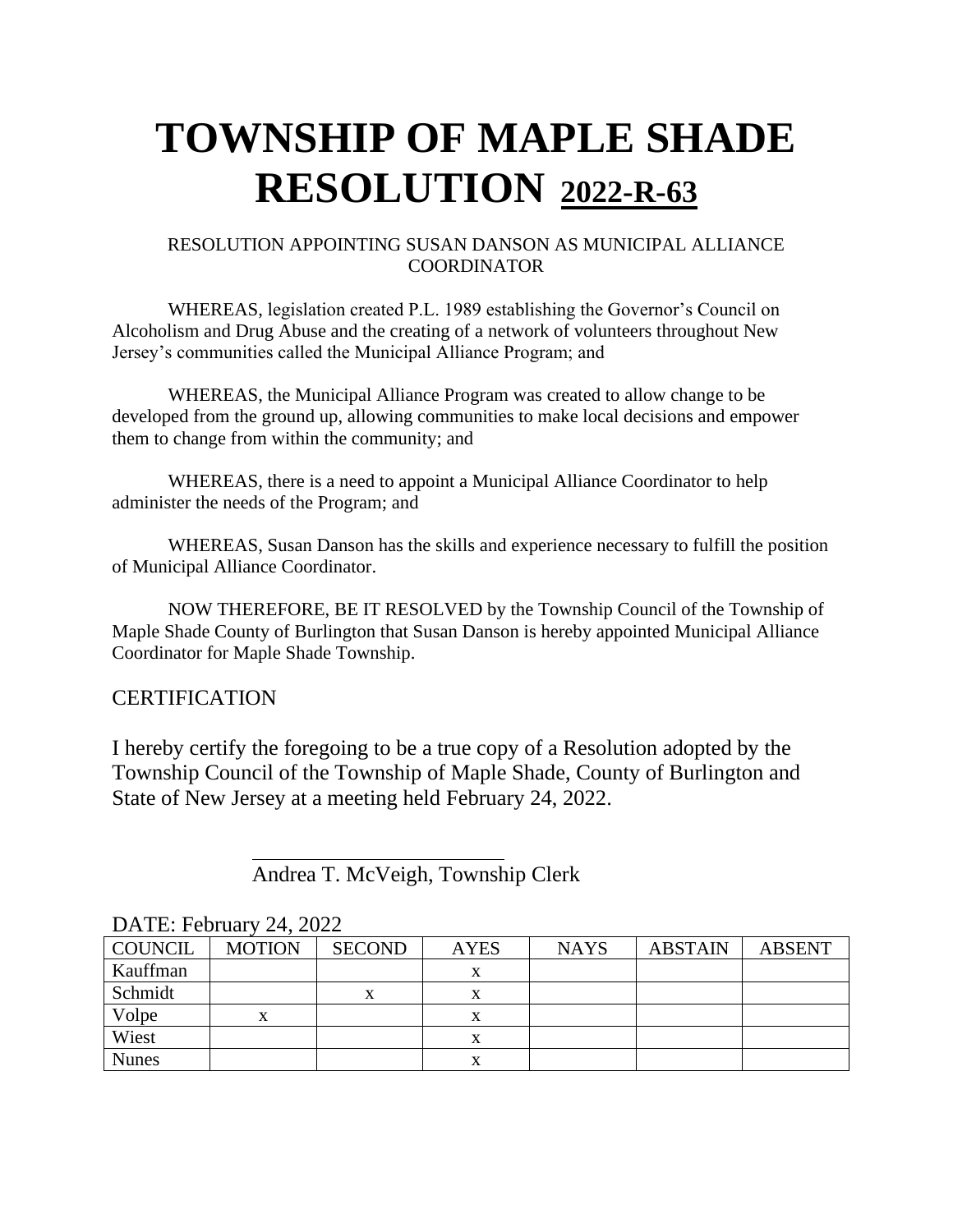# TOWNSHIP OF MAPLE SHADE RESOLUTION 2022-R-63

RESOLUTION APPOINTING SUSAN DANSON AS MUNICIPAL ALLIANCE COORDINATOR

WHEREAS, legislation created P.L. 1989 establishing the Governor's Council on Alcoholism and Drug Abuse and the creating of a network of volunteers throughout New Jersey's communities called the Municipal Alliance Program; and

WHEREAS, the Municipal Alliance Program was created to allow change to be developed from the ground up, allowing communities to make local decisions and empower them to change from within the community; and

WHEREAS, there is a need to appoint a Municipal Alliance Coordinator to help administer the needs of the Program; and

WHEREAS, Susan Danson has the skills and experience necessary to fulfill the position of Municipal Alliance Coordinator.

NOW THEREFORE, BE IT RESOLVED by the Township Council of the Township of Maple Shade County of Burlington that Susan Danson is hereby appointed Municipal Alliance Coordinator for Maple Shade Township.

## CERTIFICATION

I hereby certify the foregoing to be a true copy of a Resolution adopted by the Township Council of the Township of Maple Shade, County of Burlington and State of New Jersey at a meeting held February 24, 2022.

Andrea T. McVeigh, Township Clerk

DATE: February 24, 2022

| COUNCIL | MOTION | SECOND | AYES | NAYS | ABSTAIN | ABSENT |
|---|---|---|---|---|---|---|
| Kauffman | | | x | | | |
| Schmidt | | x | x | | | |
| Volpe | x | | x | | | |
| Wiest | | | x | | | |
| Nunes | | | x | | | |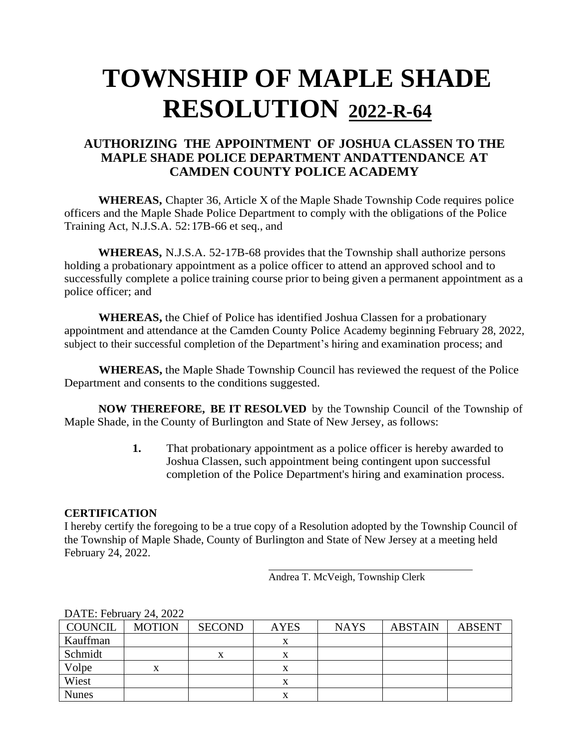# TOWNSHIP OF MAPLE SHADE RESOLUTION 2022-R-64

### AUTHORIZING THE APPOINTMENT OF JOSHUA CLASSEN TO THE MAPLE SHADE POLICE DEPARTMENT ANDATTENDANCE AT CAMDEN COUNTY POLICE ACADEMY

**WHEREAS,** Chapter 36, Article X of the Maple Shade Township Code requires police officers and the Maple Shade Police Department to comply with the obligations of the Police Training Act, N.J.S.A. 52:17B-66 et seq., and

**WHEREAS,** N.J.S.A. 52-17B-68 provides that the Township shall authorize persons holding a probationary appointment as a police officer to attend an approved school and to successfully complete a police training course prior to being given a permanent appointment as a police officer; and

**WHEREAS,** the Chief of Police has identified Joshua Classen for a probationary appointment and attendance at the Camden County Police Academy beginning February 28, 2022, subject to their successful completion of the Department's hiring and examination process; and

**WHEREAS,** the Maple Shade Township Council has reviewed the request of the Police Department and consents to the conditions suggested.

**NOW THEREFORE, BE IT RESOLVED** by the Township Council of the Township of Maple Shade, in the County of Burlington and State of New Jersey, as follows:

**1.** That probationary appointment as a police officer is hereby awarded to Joshua Classen, such appointment being contingent upon successful completion of the Police Department's hiring and examination process.

**CERTIFICATION**

I hereby certify the foregoing to be a true copy of a Resolution adopted by the Township Council of the Township of Maple Shade, County of Burlington and State of New Jersey at a meeting held February 24, 2022.

Andrea T. McVeigh, Township Clerk

DATE: February 24, 2022

| COUNCIL | MOTION | SECOND | AYES | NAYS | ABSTAIN | ABSENT |
|---|---|---|---|---|---|---|
| Kauffman | | | x | | | |
| Schmidt | | x | x | | | |
| Volpe | x | | x | | | |
| Wiest | | | x | | | |
| Nunes | | | x | | | |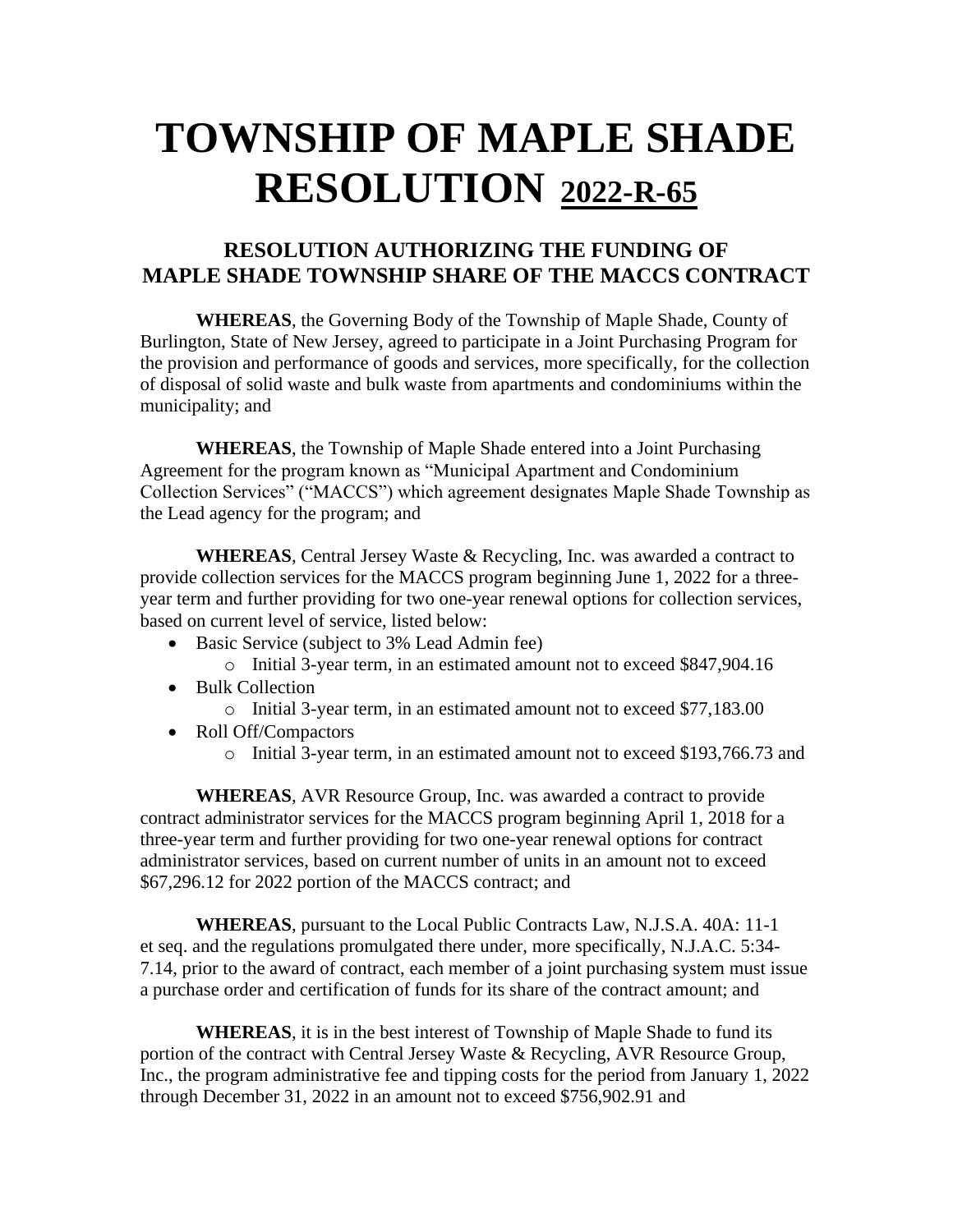# TOWNSHIP OF MAPLE SHADE RESOLUTION 2022-R-65

## RESOLUTION AUTHORIZING THE FUNDING OF MAPLE SHADE TOWNSHIP SHARE OF THE MACCS CONTRACT

**WHEREAS**, the Governing Body of the Township of Maple Shade, County of Burlington, State of New Jersey, agreed to participate in a Joint Purchasing Program for the provision and performance of goods and services, more specifically, for the collection of disposal of solid waste and bulk waste from apartments and condominiums within the municipality; and

**WHEREAS**, the Township of Maple Shade entered into a Joint Purchasing Agreement for the program known as "Municipal Apartment and Condominium Collection Services" ("MACCS") which agreement designates Maple Shade Township as the Lead agency for the program; and

**WHEREAS**, Central Jersey Waste & Recycling, Inc. was awarded a contract to provide collection services for the MACCS program beginning June 1, 2022 for a three-year term and further providing for two one-year renewal options for collection services, based on current level of service, listed below:

- Basic Service (subject to 3% Lead Admin fee)
  - Initial 3-year term, in an estimated amount not to exceed $847,904.16
- Bulk Collection
  - Initial 3-year term, in an estimated amount not to exceed $77,183.00
- Roll Off/Compactors
  - Initial 3-year term, in an estimated amount not to exceed $193,766.73 and

**WHEREAS**, AVR Resource Group, Inc. was awarded a contract to provide contract administrator services for the MACCS program beginning April 1, 2018 for a three-year term and further providing for two one-year renewal options for contract administrator services, based on current number of units in an amount not to exceed $67,296.12 for 2022 portion of the MACCS contract; and

**WHEREAS**, pursuant to the Local Public Contracts Law, N.J.S.A. 40A: 11-1 et seq. and the regulations promulgated there under, more specifically, N.J.A.C. 5:34-7.14, prior to the award of contract, each member of a joint purchasing system must issue a purchase order and certification of funds for its share of the contract amount; and

**WHEREAS**, it is in the best interest of Township of Maple Shade to fund its portion of the contract with Central Jersey Waste & Recycling, AVR Resource Group, Inc., the program administrative fee and tipping costs for the period from January 1, 2022 through December 31, 2022 in an amount not to exceed $756,902.91 and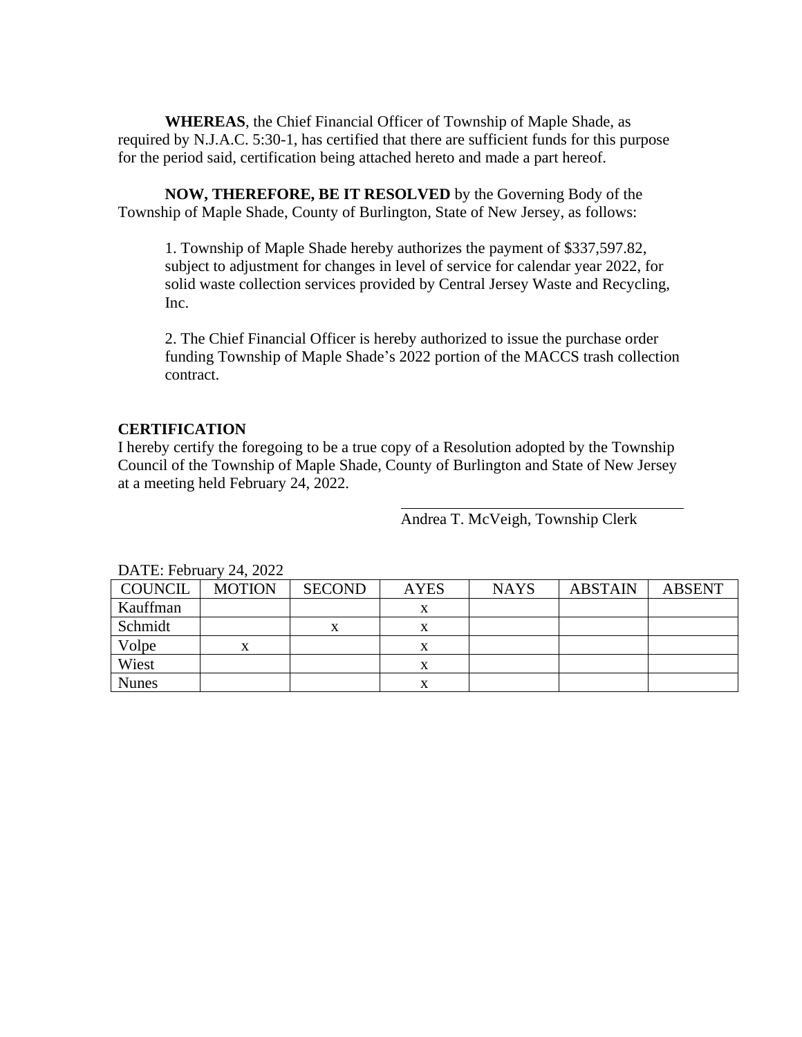**WHEREAS**, the Chief Financial Officer of Township of Maple Shade, as required by N.J.A.C. 5:30-1, has certified that there are sufficient funds for this purpose for the period said, certification being attached hereto and made a part hereof.

**NOW, THEREFORE, BE IT RESOLVED** by the Governing Body of the Township of Maple Shade, County of Burlington, State of New Jersey, as follows:

1. Township of Maple Shade hereby authorizes the payment of $337,597.82, subject to adjustment for changes in level of service for calendar year 2022, for solid waste collection services provided by Central Jersey Waste and Recycling, Inc.

2. The Chief Financial Officer is hereby authorized to issue the purchase order funding Township of Maple Shade's 2022 portion of the MACCS trash collection contract.

**CERTIFICATION**

I hereby certify the foregoing to be a true copy of a Resolution adopted by the Township Council of the Township of Maple Shade, County of Burlington and State of New Jersey at a meeting held February 24, 2022.

Andrea T. McVeigh, Township Clerk

DATE: February 24, 2022

| COUNCIL | MOTION | SECOND | AYES | NAYS | ABSTAIN | ABSENT |
|---|---|---|---|---|---|---|
| Kauffman | | | x | | | |
| Schmidt | | x | x | | | |
| Volpe | x | | x | | | |
| Wiest | | | x | | | |
| Nunes | | | x | | | |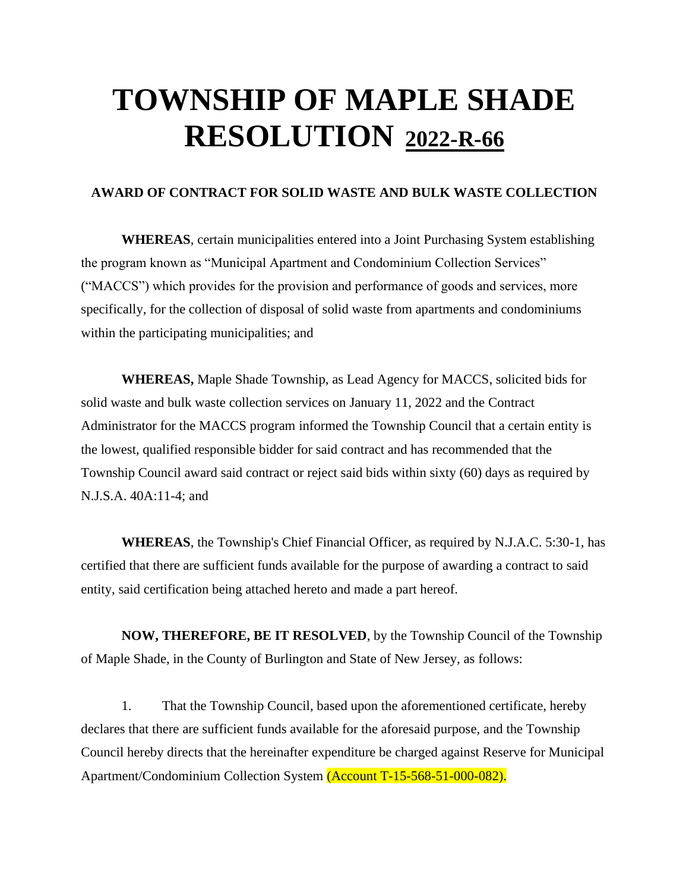# TOWNSHIP OF MAPLE SHADE RESOLUTION 2022-R-66

**AWARD OF CONTRACT FOR SOLID WASTE AND BULK WASTE COLLECTION**

**WHEREAS**, certain municipalities entered into a Joint Purchasing System establishing the program known as "Municipal Apartment and Condominium Collection Services" ("MACCS") which provides for the provision and performance of goods and services, more specifically, for the collection of disposal of solid waste from apartments and condominiums within the participating municipalities; and

**WHEREAS,** Maple Shade Township, as Lead Agency for MACCS, solicited bids for solid waste and bulk waste collection services on January 11, 2022 and the Contract Administrator for the MACCS program informed the Township Council that a certain entity is the lowest, qualified responsible bidder for said contract and has recommended that the Township Council award said contract or reject said bids within sixty (60) days as required by N.J.S.A. 40A:11-4; and

**WHEREAS**, the Township's Chief Financial Officer, as required by N.J.A.C. 5:30-1, has certified that there are sufficient funds available for the purpose of awarding a contract to said entity, said certification being attached hereto and made a part hereof.

**NOW, THEREFORE, BE IT RESOLVED**, by the Township Council of the Township of Maple Shade, in the County of Burlington and State of New Jersey, as follows:

1. That the Township Council, based upon the aforementioned certificate, hereby declares that there are sufficient funds available for the aforesaid purpose, and the Township Council hereby directs that the hereinafter expenditure be charged against Reserve for Municipal Apartment/Condominium Collection System (Account T-15-568-51-000-082).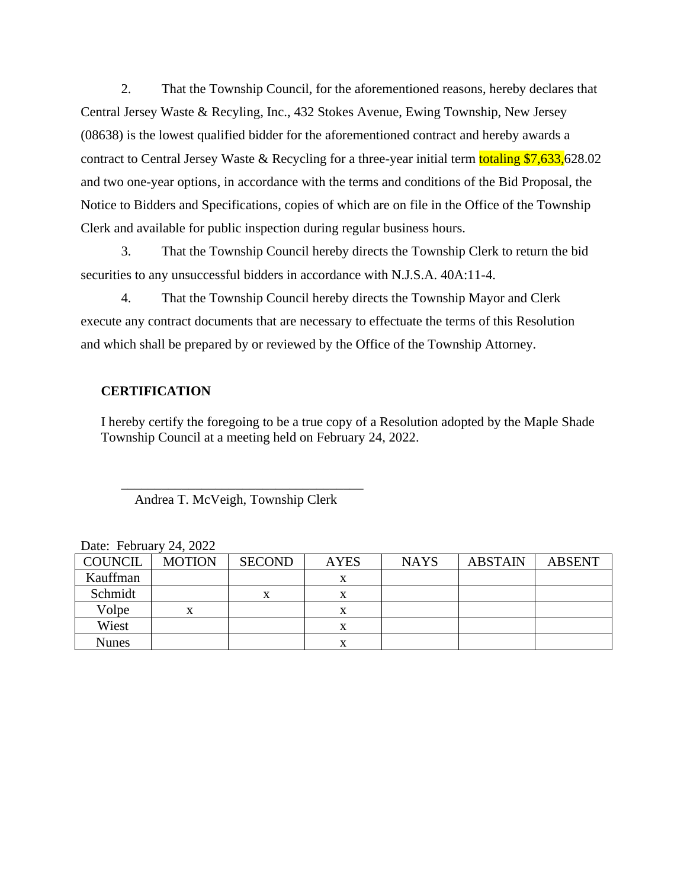2. That the Township Council, for the aforementioned reasons, hereby declares that Central Jersey Waste & Recyling, Inc., 432 Stokes Avenue, Ewing Township, New Jersey (08638) is the lowest qualified bidder for the aforementioned contract and hereby awards a contract to Central Jersey Waste & Recycling for a three-year initial term totaling $7,633,628.02 and two one-year options, in accordance with the terms and conditions of the Bid Proposal, the Notice to Bidders and Specifications, copies of which are on file in the Office of the Township Clerk and available for public inspection during regular business hours.

3. That the Township Council hereby directs the Township Clerk to return the bid securities to any unsuccessful bidders in accordance with N.J.S.A. 40A:11-4.

4. That the Township Council hereby directs the Township Mayor and Clerk execute any contract documents that are necessary to effectuate the terms of this Resolution and which shall be prepared by or reviewed by the Office of the Township Attorney.

**CERTIFICATION**

I hereby certify the foregoing to be a true copy of a Resolution adopted by the Maple Shade Township Council at a meeting held on February 24, 2022.

\_\_\_\_\_\_\_\_\_\_\_\_\_\_\_\_\_\_\_\_\_\_\_\_\_\_\_\_\_\_\_\_\_\_\_\_
Andrea T. McVeigh, Township Clerk

Date: February 24, 2022

| COUNCIL | MOTION | SECOND | AYES | NAYS | ABSTAIN | ABSENT |
|---|---|---|---|---|---|---|
| Kauffman | | | x | | | |
| Schmidt | | x | x | | | |
| Volpe | x | | x | | | |
| Wiest | | | x | | | |
| Nunes | | | x | | | |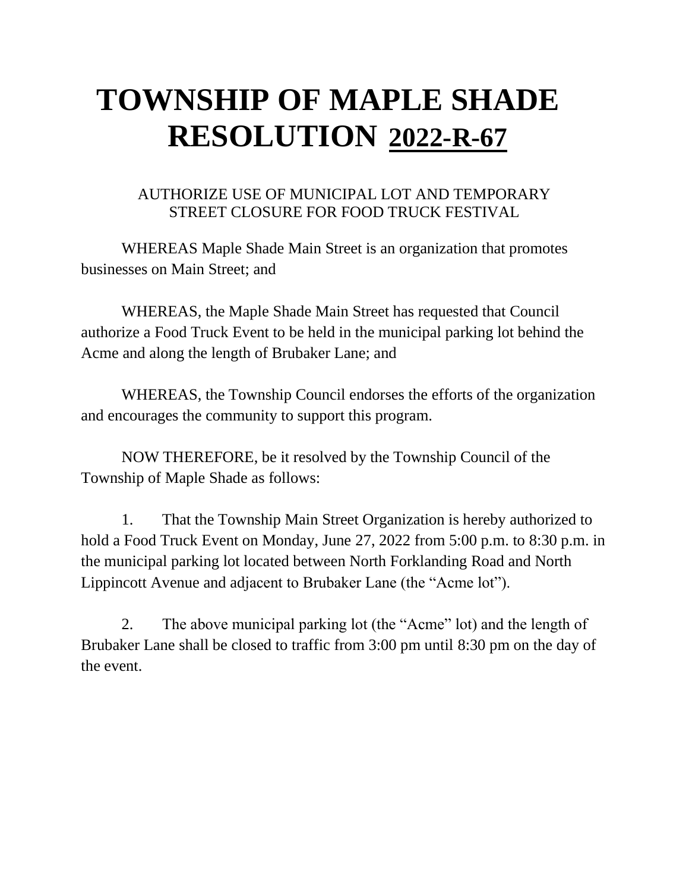# TOWNSHIP OF MAPLE SHADE RESOLUTION <u>2022-R-67</u>

AUTHORIZE USE OF MUNICIPAL LOT AND TEMPORARY STREET CLOSURE FOR FOOD TRUCK FESTIVAL

WHEREAS Maple Shade Main Street is an organization that promotes businesses on Main Street; and

WHEREAS, the Maple Shade Main Street has requested that Council authorize a Food Truck Event to be held in the municipal parking lot behind the Acme and along the length of Brubaker Lane; and

WHEREAS, the Township Council endorses the efforts of the organization and encourages the community to support this program.

NOW THEREFORE, be it resolved by the Township Council of the Township of Maple Shade as follows:

1. That the Township Main Street Organization is hereby authorized to hold a Food Truck Event on Monday, June 27, 2022 from 5:00 p.m. to 8:30 p.m. in the municipal parking lot located between North Forklanding Road and North Lippincott Avenue and adjacent to Brubaker Lane (the "Acme lot").

2. The above municipal parking lot (the "Acme" lot) and the length of Brubaker Lane shall be closed to traffic from 3:00 pm until 8:30 pm on the day of the event.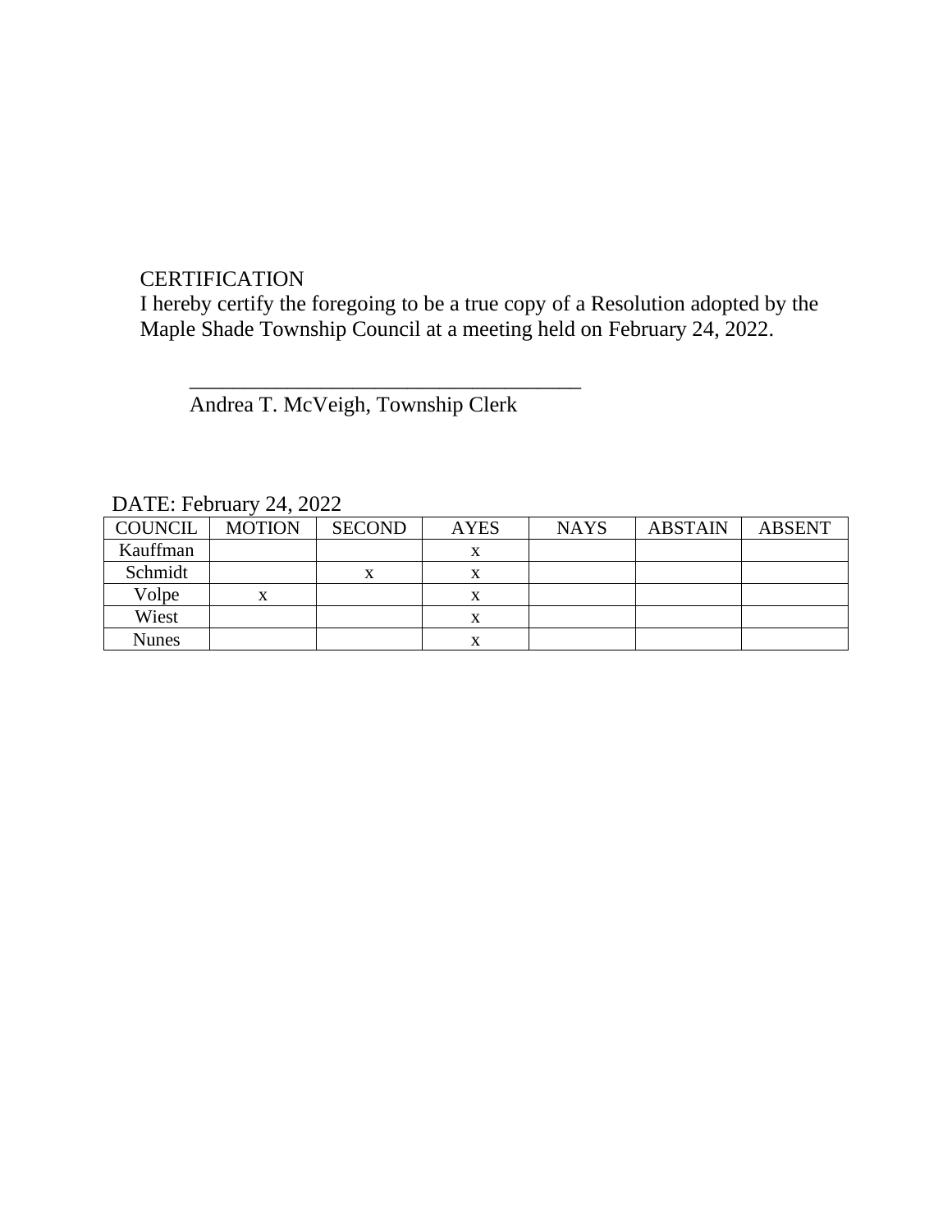CERTIFICATION

I hereby certify the foregoing to be a true copy of a Resolution adopted by the Maple Shade Township Council at a meeting held on February 24, 2022.

\_\_\_\_\_\_\_\_\_\_\_\_\_\_\_\_\_\_\_\_\_\_\_\_\_\_\_\_\_\_\_\_\_\_\_\_\_\_

Andrea T. McVeigh, Township Clerk

DATE: February 24, 2022

| COUNCIL | MOTION | SECOND | AYES | NAYS | ABSTAIN | ABSENT |
|---|---|---|---|---|---|---|
| Kauffman | | | x | | | |
| Schmidt | | x | x | | | |
| Volpe | x | | x | | | |
| Wiest | | | x | | | |
| Nunes | | | x | | | |